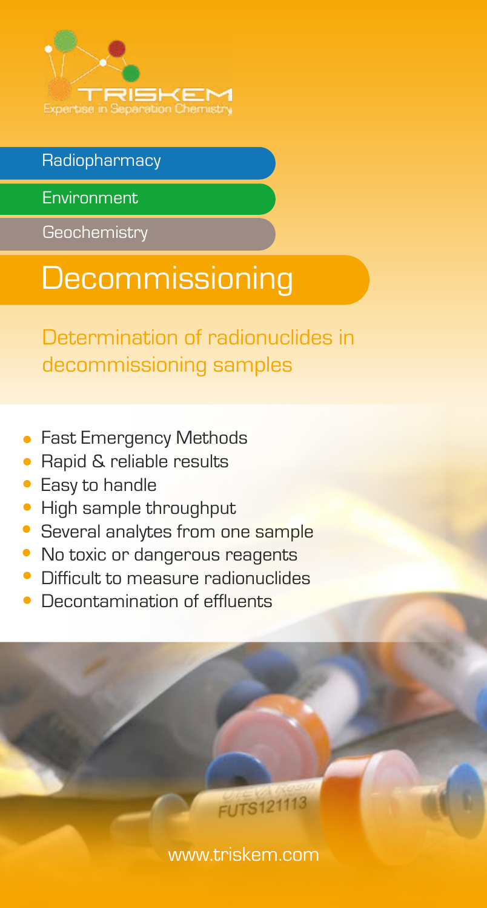TRISKEM
Expertise in Separation Chemistry

Radiopharmacy

Environment

Geochemistry

# Decommissioning

## Determination of radionuclides in decommissioning samples

- Fast Emergency Methods
- Rapid & reliable results
- Easy to handle
- High sample throughput
- Several analytes from one sample
- No toxic or dangerous reagents
- Difficult to measure radionuclides
- Decontamination of effluents

www.triskem.com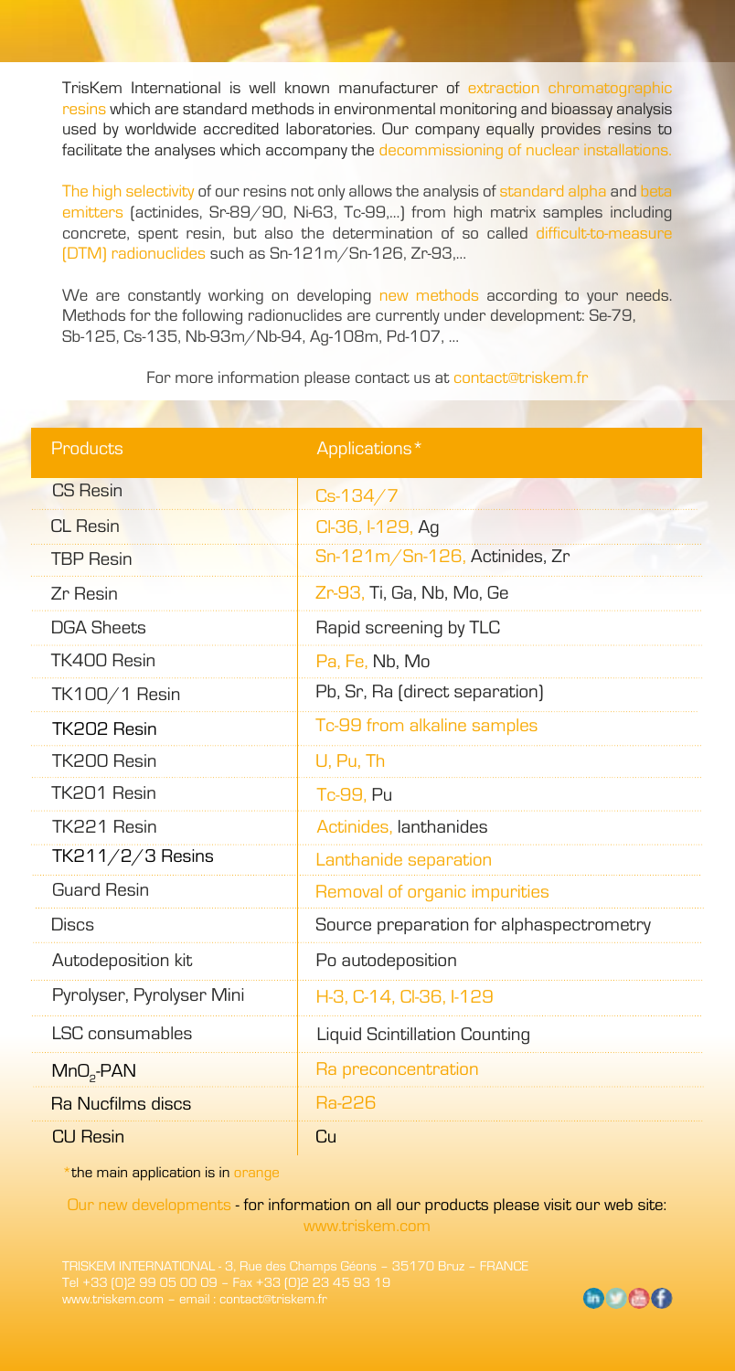TrisKem International is well known manufacturer of extraction chromatographic resins which are standard methods in environmental monitoring and bioassay analysis used by worldwide accredited laboratories. Our company equally provides resins to facilitate the analyses which accompany the decommissioning of nuclear installations.

The high selectivity of our resins not only allows the analysis of standard alpha and beta emitters (actinides, Sr-89/90, Ni-63, Tc-99,...) from high matrix samples including concrete, spent resin, but also the determination of so called difficult-to-measure (DTM) radionuclides such as Sn-121m/Sn-126, Zr-93,...

We are constantly working on developing new methods according to your needs. Methods for the following radionuclides are currently under development: Se-79, Sb-125, Cs-135, Nb-93m/Nb-94, Ag-108m, Pd-107, ...

For more information please contact us at contact@triskem.fr

| Products | Applications* |
|---|---|
| CS Resin | Cs-134/7 |
| CL Resin | Cl-36, I-129, Ag |
| TBP Resin | Sn-121m/Sn-126, Actinides, Zr |
| Zr Resin | Zr-93, Ti, Ga, Nb, Mo, Ge |
| DGA Sheets | Rapid screening by TLC |
| TK400 Resin | Pa, Fe, Nb, Mo |
| TK100/1 Resin | Pb, Sr, Ra (direct separation) |
| TK202 Resin | Tc-99 from alkaline samples |
| TK200 Resin | U, Pu, Th |
| TK201 Resin | Tc-99, Pu |
| TK221 Resin | Actinides, lanthanides |
| TK211/2/3 Resins | Lanthanide separation |
| Guard Resin | Removal of organic impurities |
| Discs | Source preparation for alphaspectrometry |
| Autodeposition kit | Po autodeposition |
| Pyrolyser, Pyrolyser Mini | H-3, C-14, Cl-36, I-129 |
| LSC consumables | Liquid Scintillation Counting |
| $MnO_2$-PAN | Ra preconcentration |
| Ra Nucfilms discs | Ra-226 |
| CU Resin | Cu |

*the main application is in orange

Our new developments - for information on all our products please visit our web site: www.triskem.com

TRISKEM INTERNATIONAL - 3, Rue des Champs Géons – 35170 Bruz – FRANCE
Tel +33 (0)2 99 05 00 09 – Fax +33 (0)2 23 45 93 19
www.triskem.com – email : contact@triskem.fr